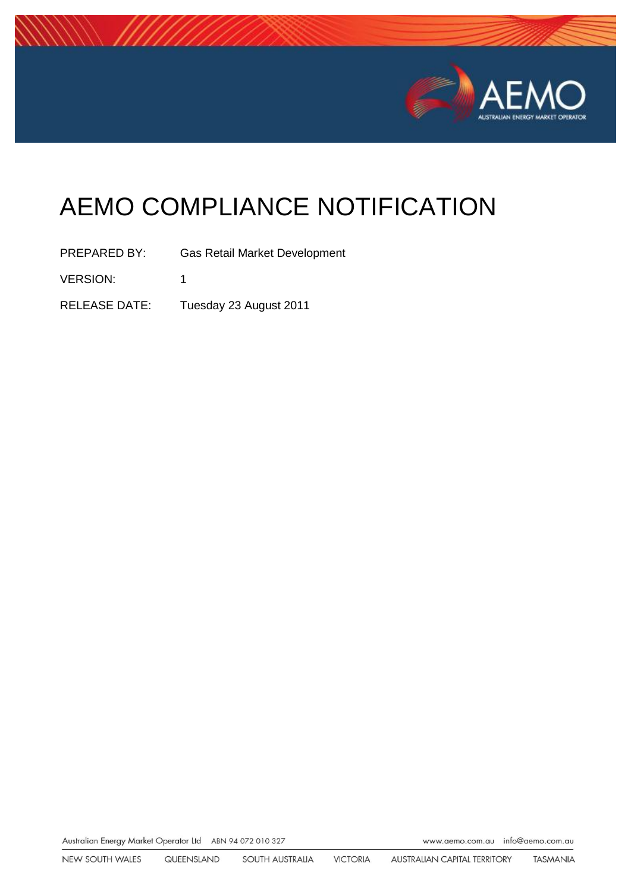# AEMO COMPLIANCE NOTIFICATION

PREPARED BY: Gas Retail Market Development

VERSION: 1

RELEASE DATE: Tuesday 23 August 2011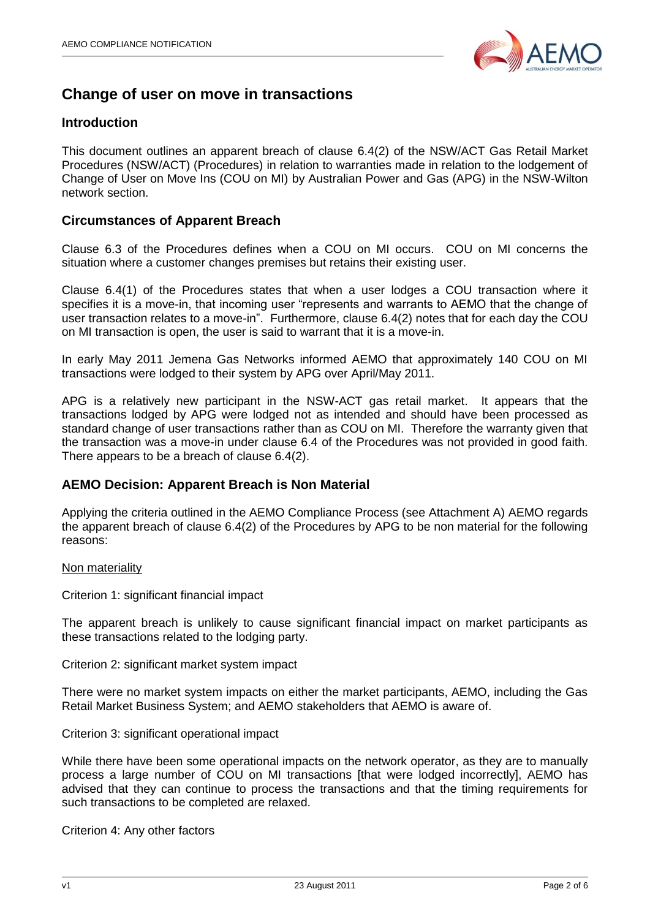# Change of user on move in transactions

## Introduction

This document outlines an apparent breach of clause 6.4(2) of the NSW/ACT Gas Retail Market Procedures (NSW/ACT) (Procedures) in relation to warranties made in relation to the lodgement of Change of User on Move Ins (COU on MI) by Australian Power and Gas (APG) in the NSW-Wilton network section.

## Circumstances of Apparent Breach

Clause 6.3 of the Procedures defines when a COU on MI occurs. COU on MI concerns the situation where a customer changes premises but retains their existing user.

Clause 6.4(1) of the Procedures states that when a user lodges a COU transaction where it specifies it is a move-in, that incoming user "represents and warrants to AEMO that the change of user transaction relates to a move-in". Furthermore, clause 6.4(2) notes that for each day the COU on MI transaction is open, the user is said to warrant that it is a move-in.

In early May 2011 Jemena Gas Networks informed AEMO that approximately 140 COU on MI transactions were lodged to their system by APG over April/May 2011.

APG is a relatively new participant in the NSW-ACT gas retail market. It appears that the transactions lodged by APG were lodged not as intended and should have been processed as standard change of user transactions rather than as COU on MI. Therefore the warranty given that the transaction was a move-in under clause 6.4 of the Procedures was not provided in good faith. There appears to be a breach of clause 6.4(2).

## AEMO Decision: Apparent Breach is Non Material

Applying the criteria outlined in the AEMO Compliance Process (see Attachment A) AEMO regards the apparent breach of clause 6.4(2) of the Procedures by APG to be non material for the following reasons:

Non materiality

Criterion 1: significant financial impact

The apparent breach is unlikely to cause significant financial impact on market participants as these transactions related to the lodging party.

Criterion 2: significant market system impact

There were no market system impacts on either the market participants, AEMO, including the Gas Retail Market Business System; and AEMO stakeholders that AEMO is aware of.

Criterion 3: significant operational impact

While there have been some operational impacts on the network operator, as they are to manually process a large number of COU on MI transactions [that were lodged incorrectly], AEMO has advised that they can continue to process the transactions and that the timing requirements for such transactions to be completed are relaxed.

Criterion 4: Any other factors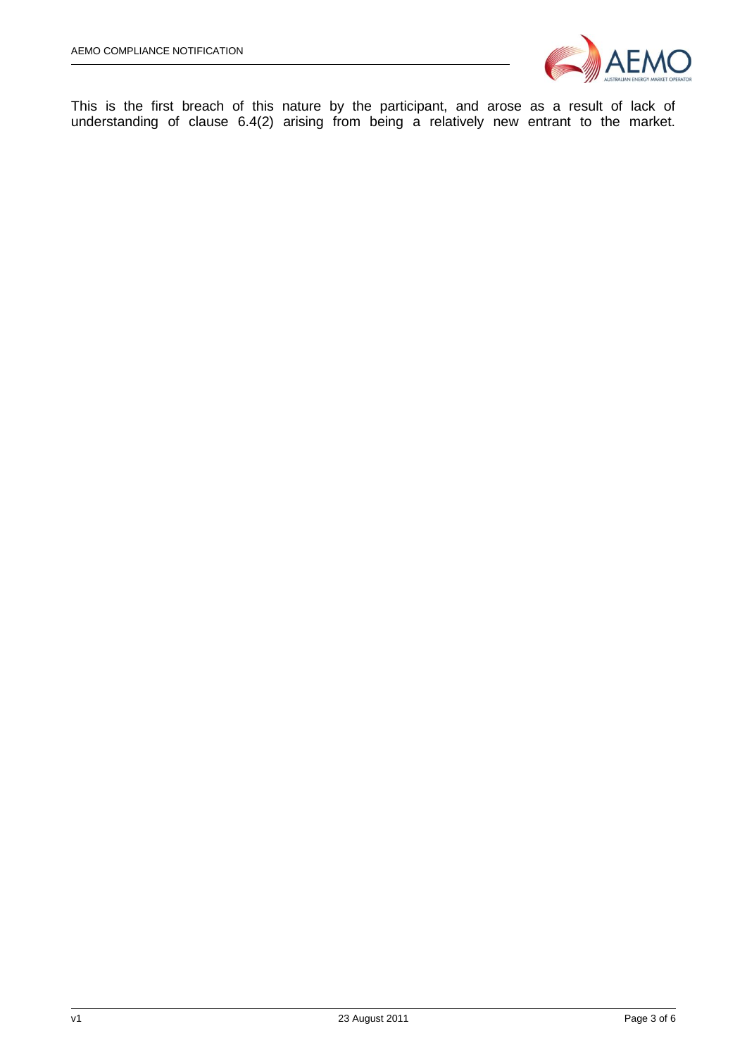This is the first breach of this nature by the participant, and arose as a result of lack of understanding of clause 6.4(2) arising from being a relatively new entrant to the market.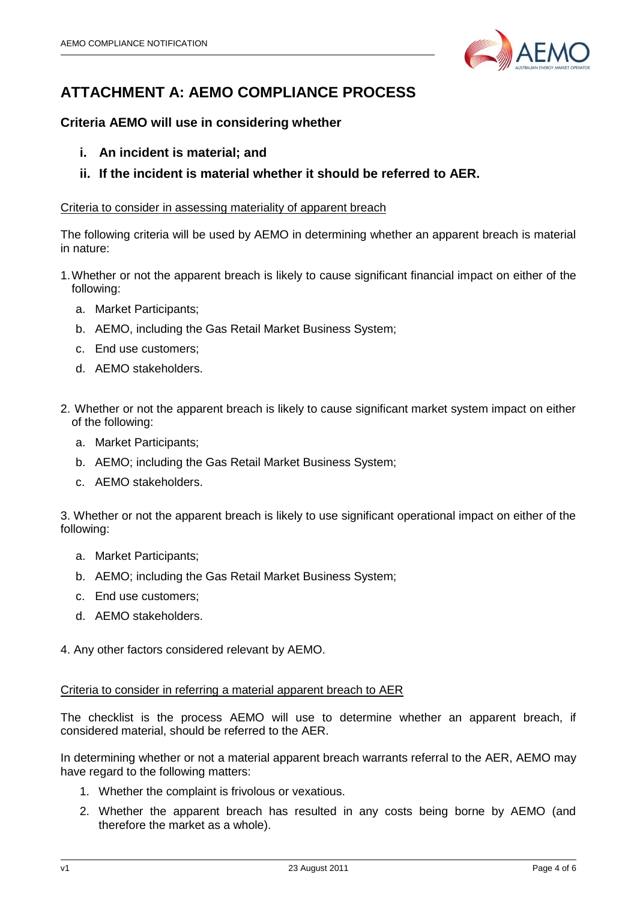## ATTACHMENT A: AEMO COMPLIANCE PROCESS

### Criteria AEMO will use in considering whether

- **i. An incident is material; and**
- **ii. If the incident is material whether it should be referred to AER.**

<u>Criteria to consider in assessing materiality of apparent breach</u>

The following criteria will be used by AEMO in determining whether an apparent breach is material in nature:

1. Whether or not the apparent breach is likely to cause significant financial impact on either of the following:
   a. Market Participants;
   b. AEMO, including the Gas Retail Market Business System;
   c. End use customers;
   d. AEMO stakeholders.

2. Whether or not the apparent breach is likely to cause significant market system impact on either of the following:
   a. Market Participants;
   b. AEMO; including the Gas Retail Market Business System;
   c. AEMO stakeholders.

3. Whether or not the apparent breach is likely to use significant operational impact on either of the following:
   a. Market Participants;
   b. AEMO; including the Gas Retail Market Business System;
   c. End use customers;
   d. AEMO stakeholders.

4. Any other factors considered relevant by AEMO.

<u>Criteria to consider in referring a material apparent breach to AER</u>

The checklist is the process AEMO will use to determine whether an apparent breach, if considered material, should be referred to the AER.

In determining whether or not a material apparent breach warrants referral to the AER, AEMO may have regard to the following matters:

1. Whether the complaint is frivolous or vexatious.
2. Whether the apparent breach has resulted in any costs being borne by AEMO (and therefore the market as a whole).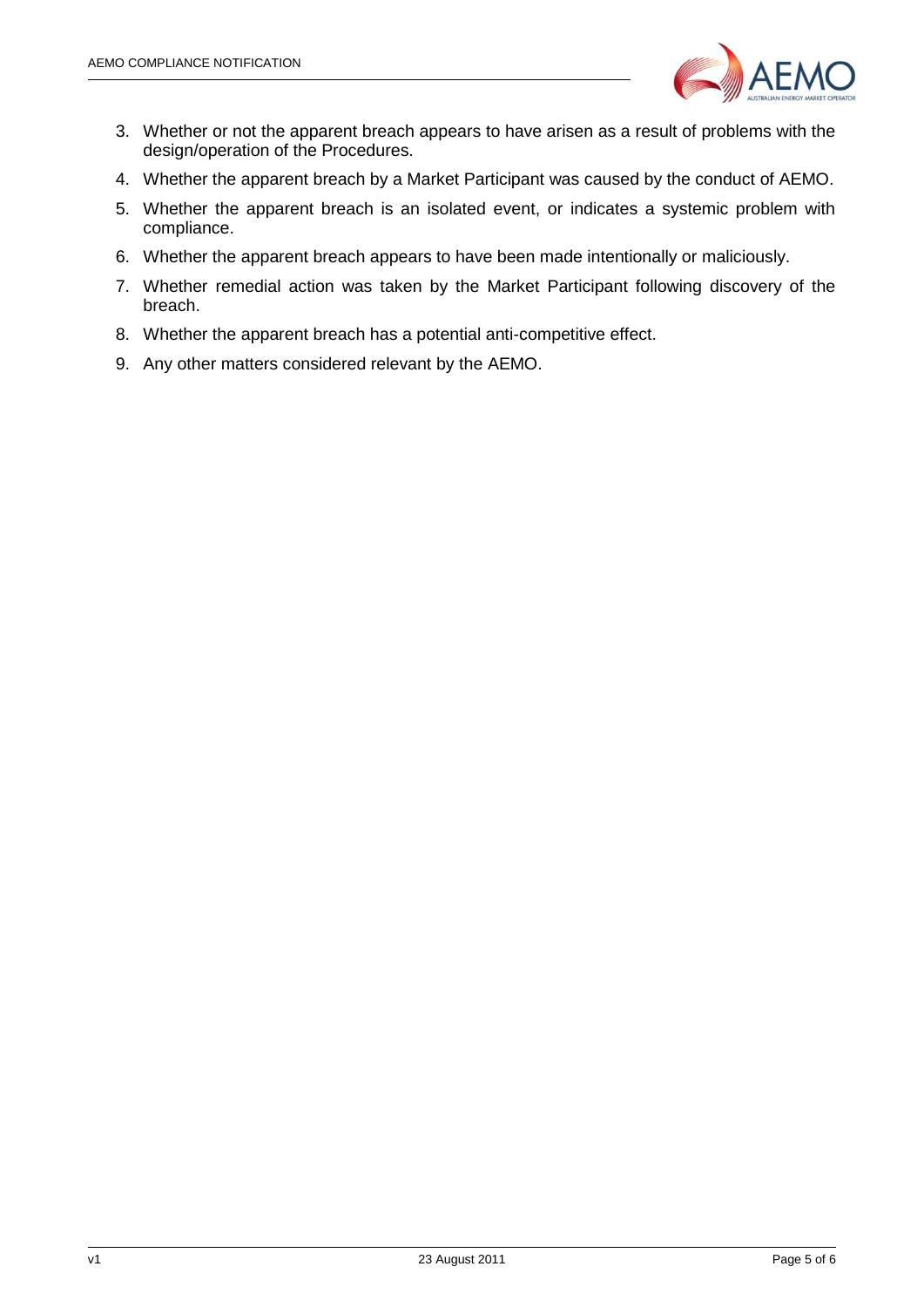3. Whether or not the apparent breach appears to have arisen as a result of problems with the design/operation of the Procedures.
4. Whether the apparent breach by a Market Participant was caused by the conduct of AEMO.
5. Whether the apparent breach is an isolated event, or indicates a systemic problem with compliance.
6. Whether the apparent breach appears to have been made intentionally or maliciously.
7. Whether remedial action was taken by the Market Participant following discovery of the breach.
8. Whether the apparent breach has a potential anti-competitive effect.
9. Any other matters considered relevant by the AEMO.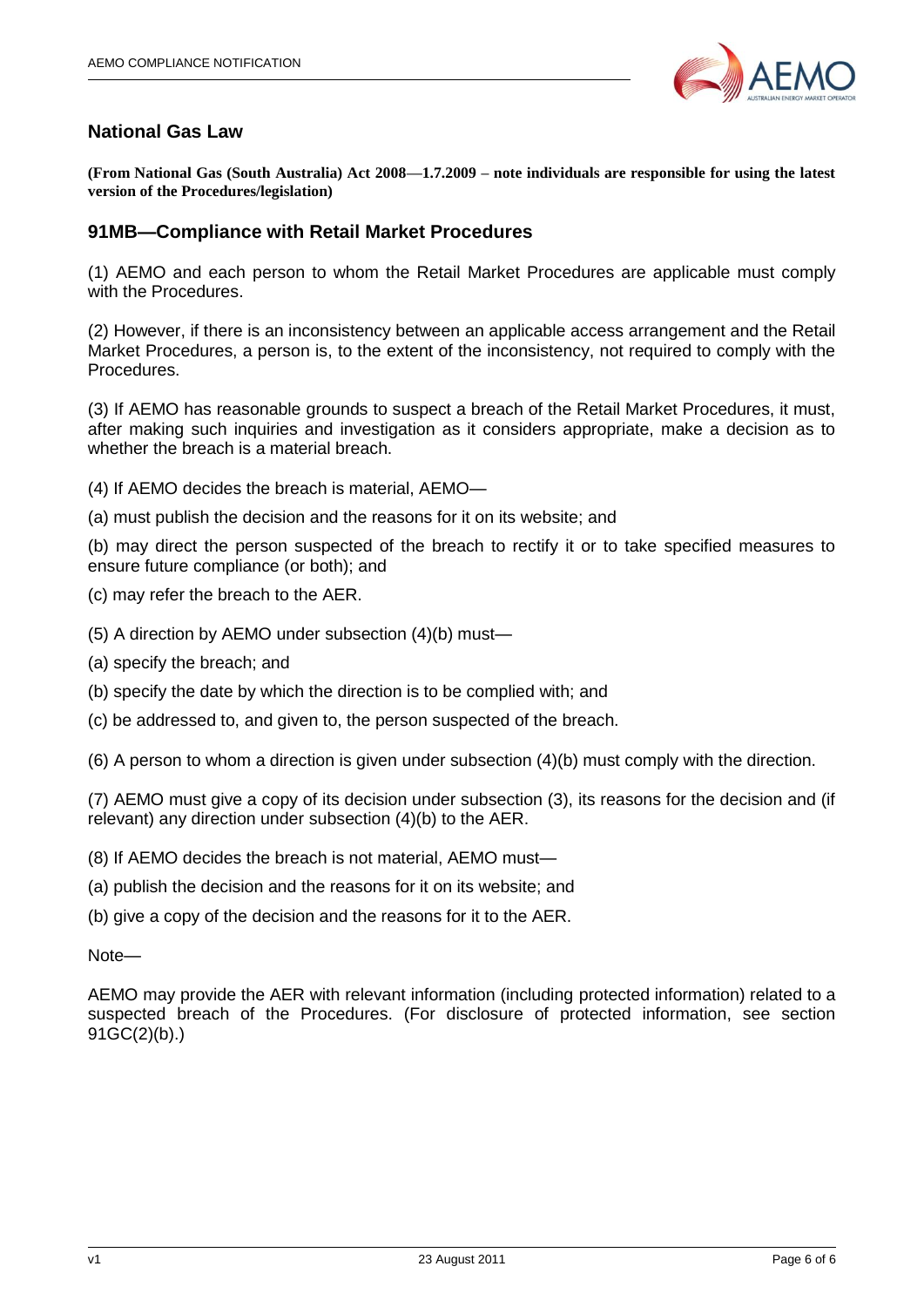## National Gas Law

**(From National Gas (South Australia) Act 2008—1.7.2009 – note individuals are responsible for using the latest version of the Procedures/legislation)**

## 91MB—Compliance with Retail Market Procedures

(1) AEMO and each person to whom the Retail Market Procedures are applicable must comply with the Procedures.

(2) However, if there is an inconsistency between an applicable access arrangement and the Retail Market Procedures, a person is, to the extent of the inconsistency, not required to comply with the Procedures.

(3) If AEMO has reasonable grounds to suspect a breach of the Retail Market Procedures, it must, after making such inquiries and investigation as it considers appropriate, make a decision as to whether the breach is a material breach.

(4) If AEMO decides the breach is material, AEMO—

(a) must publish the decision and the reasons for it on its website; and

(b) may direct the person suspected of the breach to rectify it or to take specified measures to ensure future compliance (or both); and

(c) may refer the breach to the AER.

(5) A direction by AEMO under subsection (4)(b) must—

(a) specify the breach; and

(b) specify the date by which the direction is to be complied with; and

(c) be addressed to, and given to, the person suspected of the breach.

(6) A person to whom a direction is given under subsection (4)(b) must comply with the direction.

(7) AEMO must give a copy of its decision under subsection (3), its reasons for the decision and (if relevant) any direction under subsection (4)(b) to the AER.

(8) If AEMO decides the breach is not material, AEMO must—

(a) publish the decision and the reasons for it on its website; and

(b) give a copy of the decision and the reasons for it to the AER.

Note—

AEMO may provide the AER with relevant information (including protected information) related to a suspected breach of the Procedures. (For disclosure of protected information, see section 91GC(2)(b).)